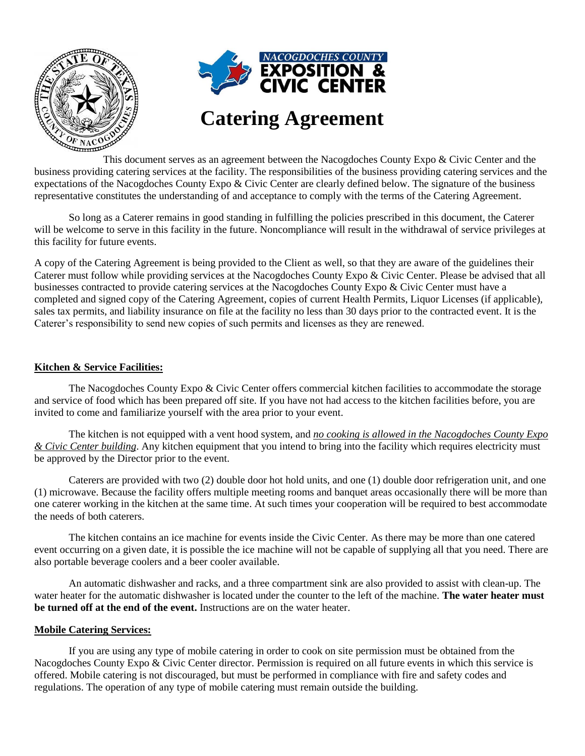# Catering Agreement

This document serves as an agreement between the Nacogdoches County Expo & Civic Center and the business providing catering services at the facility. The responsibilities of the business providing catering services and the expectations of the Nacogdoches County Expo & Civic Center are clearly defined below. The signature of the business representative constitutes the understanding of and acceptance to comply with the terms of the Catering Agreement.

So long as a Caterer remains in good standing in fulfilling the policies prescribed in this document, the Caterer will be welcome to serve in this facility in the future. Noncompliance will result in the withdrawal of service privileges at this facility for future events.

A copy of the Catering Agreement is being provided to the Client as well, so that they are aware of the guidelines their Caterer must follow while providing services at the Nacogdoches County Expo & Civic Center. Please be advised that all businesses contracted to provide catering services at the Nacogdoches County Expo & Civic Center must have a completed and signed copy of the Catering Agreement, copies of current Health Permits, Liquor Licenses (if applicable), sales tax permits, and liability insurance on file at the facility no less than 30 days prior to the contracted event. It is the Caterer's responsibility to send new copies of such permits and licenses as they are renewed.

## Kitchen & Service Facilities:

The Nacogdoches County Expo & Civic Center offers commercial kitchen facilities to accommodate the storage and service of food which has been prepared off site. If you have not had access to the kitchen facilities before, you are invited to come and familiarize yourself with the area prior to your event.

The kitchen is not equipped with a vent hood system, and *no cooking is allowed in the Nacogdoches County Expo & Civic Center building*. Any kitchen equipment that you intend to bring into the facility which requires electricity must be approved by the Director prior to the event.

Caterers are provided with two (2) double door hot hold units, and one (1) double door refrigeration unit, and one (1) microwave. Because the facility offers multiple meeting rooms and banquet areas occasionally there will be more than one caterer working in the kitchen at the same time. At such times your cooperation will be required to best accommodate the needs of both caterers.

The kitchen contains an ice machine for events inside the Civic Center. As there may be more than one catered event occurring on a given date, it is possible the ice machine will not be capable of supplying all that you need. There are also portable beverage coolers and a beer cooler available.

An automatic dishwasher and racks, and a three compartment sink are also provided to assist with clean-up. The water heater for the automatic dishwasher is located under the counter to the left of the machine. **The water heater must be turned off at the end of the event.** Instructions are on the water heater.

## Mobile Catering Services:

If you are using any type of mobile catering in order to cook on site permission must be obtained from the Nacogdoches County Expo & Civic Center director. Permission is required on all future events in which this service is offered. Mobile catering is not discouraged, but must be performed in compliance with fire and safety codes and regulations. The operation of any type of mobile catering must remain outside the building.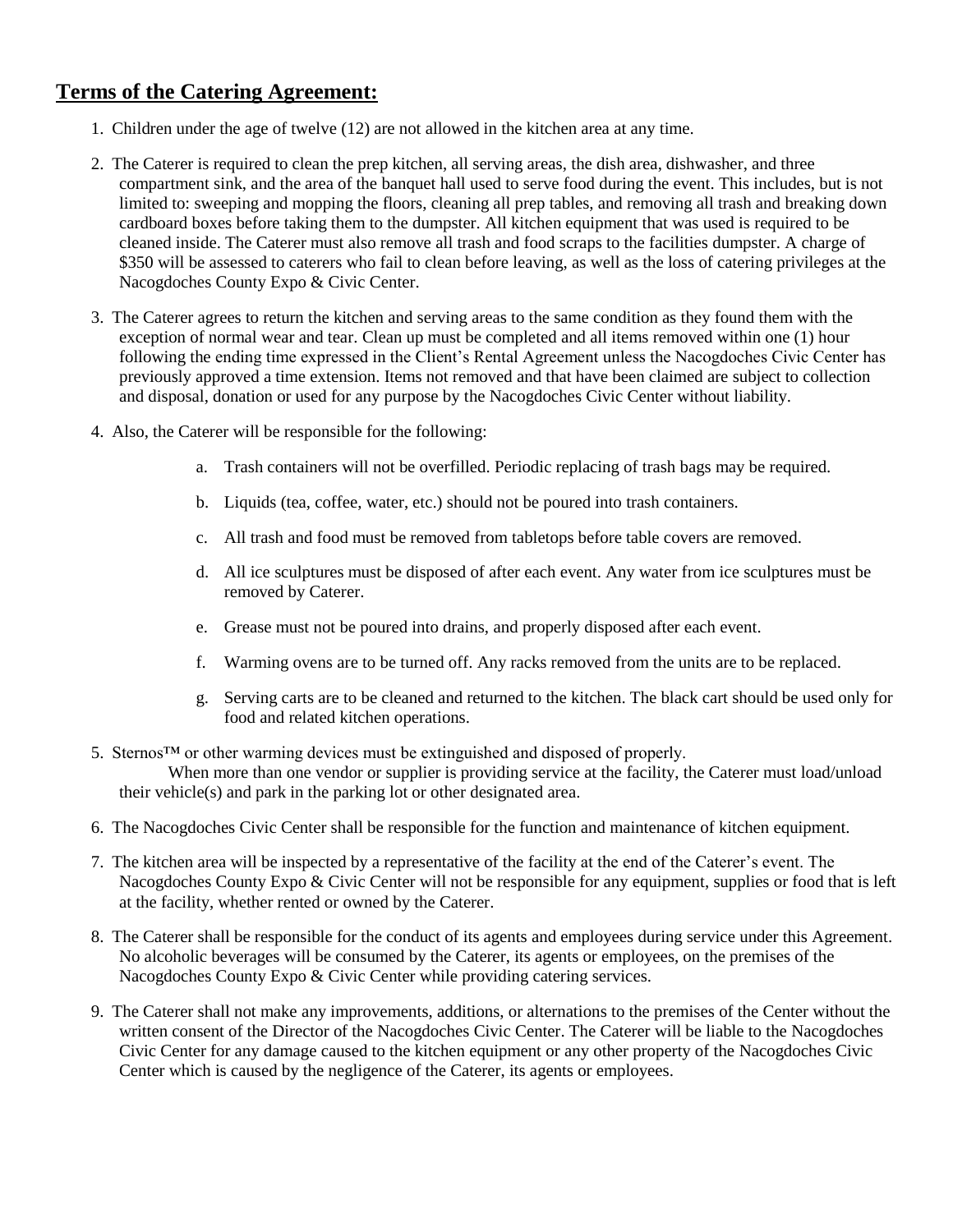## **Terms of the Catering Agreement:**

1. Children under the age of twelve (12) are not allowed in the kitchen area at any time.
2. The Caterer is required to clean the prep kitchen, all serving areas, the dish area, dishwasher, and three compartment sink, and the area of the banquet hall used to serve food during the event. This includes, but is not limited to: sweeping and mopping the floors, cleaning all prep tables, and removing all trash and breaking down cardboard boxes before taking them to the dumpster. All kitchen equipment that was used is required to be cleaned inside. The Caterer must also remove all trash and food scraps to the facilities dumpster. A charge of $350 will be assessed to caterers who fail to clean before leaving, as well as the loss of catering privileges at the Nacogdoches County Expo & Civic Center.
3. The Caterer agrees to return the kitchen and serving areas to the same condition as they found them with the exception of normal wear and tear. Clean up must be completed and all items removed within one (1) hour following the ending time expressed in the Client's Rental Agreement unless the Nacogdoches Civic Center has previously approved a time extension. Items not removed and that have been claimed are subject to collection and disposal, donation or used for any purpose by the Nacogdoches Civic Center without liability.
4. Also, the Caterer will be responsible for the following:
   a. Trash containers will not be overfilled. Periodic replacing of trash bags may be required.
   b. Liquids (tea, coffee, water, etc.) should not be poured into trash containers.
   c. All trash and food must be removed from tabletops before table covers are removed.
   d. All ice sculptures must be disposed of after each event. Any water from ice sculptures must be removed by Caterer.
   e. Grease must not be poured into drains, and properly disposed after each event.
   f. Warming ovens are to be turned off. Any racks removed from the units are to be replaced.
   g. Serving carts are to be cleaned and returned to the kitchen. The black cart should be used only for food and related kitchen operations.
5. Sternos™ or other warming devices must be extinguished and disposed of properly.
   When more than one vendor or supplier is providing service at the facility, the Caterer must load/unload their vehicle(s) and park in the parking lot or other designated area.
6. The Nacogdoches Civic Center shall be responsible for the function and maintenance of kitchen equipment.
7. The kitchen area will be inspected by a representative of the facility at the end of the Caterer's event. The Nacogdoches County Expo & Civic Center will not be responsible for any equipment, supplies or food that is left at the facility, whether rented or owned by the Caterer.
8. The Caterer shall be responsible for the conduct of its agents and employees during service under this Agreement. No alcoholic beverages will be consumed by the Caterer, its agents or employees, on the premises of the Nacogdoches County Expo & Civic Center while providing catering services.
9. The Caterer shall not make any improvements, additions, or alternations to the premises of the Center without the written consent of the Director of the Nacogdoches Civic Center. The Caterer will be liable to the Nacogdoches Civic Center for any damage caused to the kitchen equipment or any other property of the Nacogdoches Civic Center which is caused by the negligence of the Caterer, its agents or employees.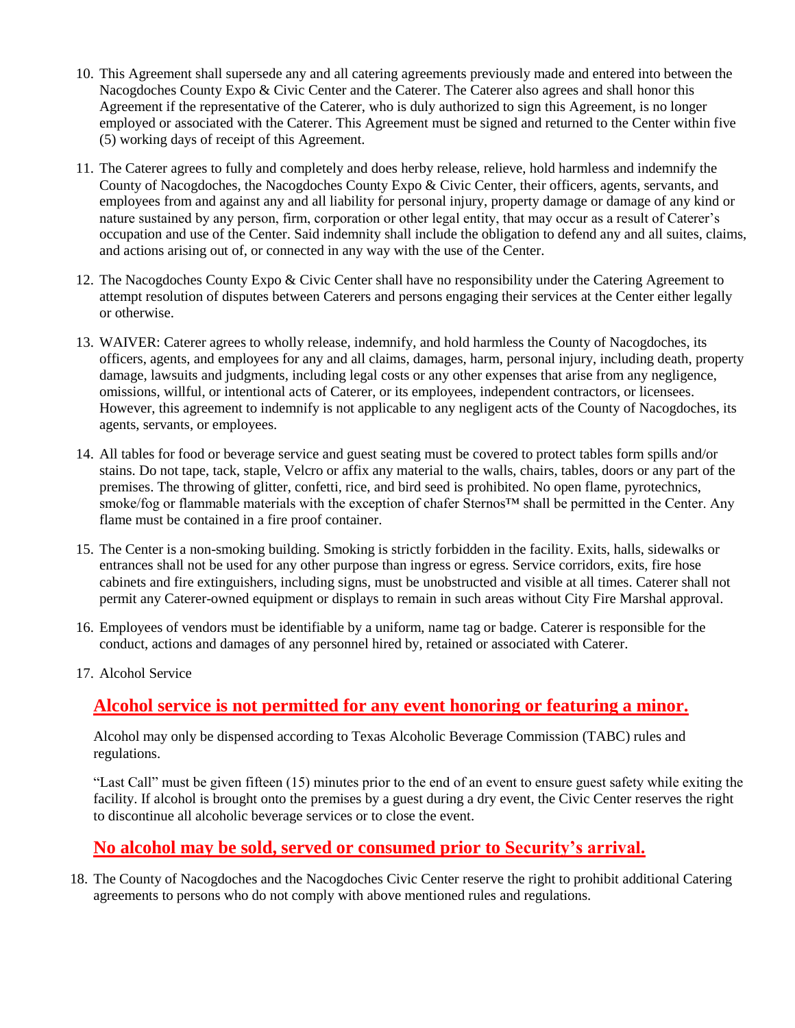10. This Agreement shall supersede any and all catering agreements previously made and entered into between the Nacogdoches County Expo & Civic Center and the Caterer. The Caterer also agrees and shall honor this Agreement if the representative of the Caterer, who is duly authorized to sign this Agreement, is no longer employed or associated with the Caterer. This Agreement must be signed and returned to the Center within five (5) working days of receipt of this Agreement.

11. The Caterer agrees to fully and completely and does herby release, relieve, hold harmless and indemnify the County of Nacogdoches, the Nacogdoches County Expo & Civic Center, their officers, agents, servants, and employees from and against any and all liability for personal injury, property damage or damage of any kind or nature sustained by any person, firm, corporation or other legal entity, that may occur as a result of Caterer's occupation and use of the Center. Said indemnity shall include the obligation to defend any and all suites, claims, and actions arising out of, or connected in any way with the use of the Center.

12. The Nacogdoches County Expo & Civic Center shall have no responsibility under the Catering Agreement to attempt resolution of disputes between Caterers and persons engaging their services at the Center either legally or otherwise.

13. WAIVER: Caterer agrees to wholly release, indemnify, and hold harmless the County of Nacogdoches, its officers, agents, and employees for any and all claims, damages, harm, personal injury, including death, property damage, lawsuits and judgments, including legal costs or any other expenses that arise from any negligence, omissions, willful, or intentional acts of Caterer, or its employees, independent contractors, or licensees. However, this agreement to indemnify is not applicable to any negligent acts of the County of Nacogdoches, its agents, servants, or employees.

14. All tables for food or beverage service and guest seating must be covered to protect tables form spills and/or stains. Do not tape, tack, staple, Velcro or affix any material to the walls, chairs, tables, doors or any part of the premises. The throwing of glitter, confetti, rice, and bird seed is prohibited. No open flame, pyrotechnics, smoke/fog or flammable materials with the exception of chafer Sternos™ shall be permitted in the Center. Any flame must be contained in a fire proof container.

15. The Center is a non-smoking building. Smoking is strictly forbidden in the facility. Exits, halls, sidewalks or entrances shall not be used for any other purpose than ingress or egress. Service corridors, exits, fire hose cabinets and fire extinguishers, including signs, must be unobstructed and visible at all times. Caterer shall not permit any Caterer-owned equipment or displays to remain in such areas without City Fire Marshal approval.

16. Employees of vendors must be identifiable by a uniform, name tag or badge. Caterer is responsible for the conduct, actions and damages of any personnel hired by, retained or associated with Caterer.

17. Alcohol Service

    **Alcohol service is not permitted for any event honoring or featuring a minor.**

    Alcohol may only be dispensed according to Texas Alcoholic Beverage Commission (TABC) rules and regulations.

    "Last Call" must be given fifteen (15) minutes prior to the end of an event to ensure guest safety while exiting the facility. If alcohol is brought onto the premises by a guest during a dry event, the Civic Center reserves the right to discontinue all alcoholic beverage services or to close the event.

    **No alcohol may be sold, served or consumed prior to Security's arrival.**

18. The County of Nacogdoches and the Nacogdoches Civic Center reserve the right to prohibit additional Catering agreements to persons who do not comply with above mentioned rules and regulations.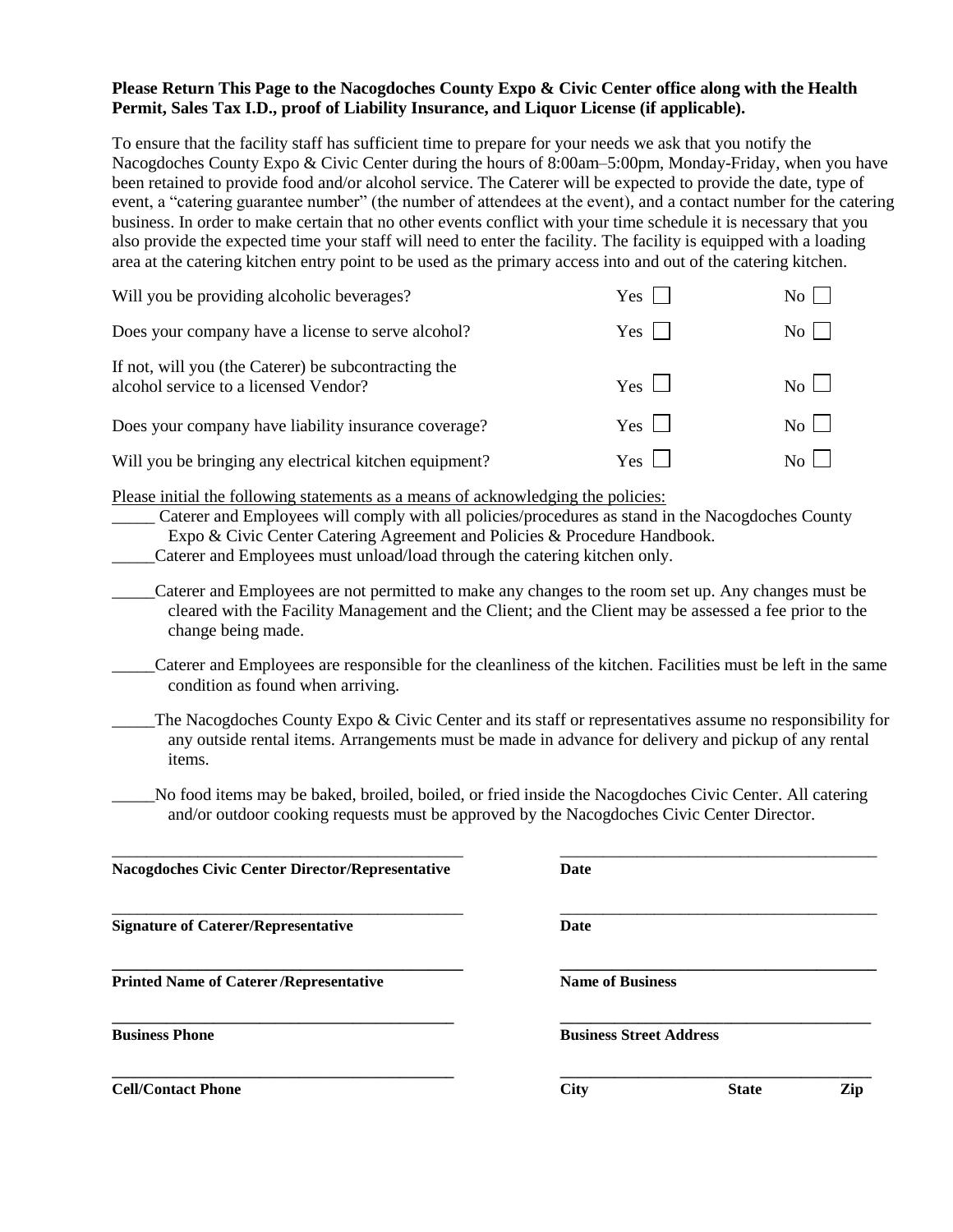**Please Return This Page to the Nacogdoches County Expo & Civic Center office along with the Health Permit, Sales Tax I.D., proof of Liability Insurance, and Liquor License (if applicable).**

To ensure that the facility staff has sufficient time to prepare for your needs we ask that you notify the Nacogdoches County Expo & Civic Center during the hours of 8:00am–5:00pm, Monday-Friday, when you have been retained to provide food and/or alcohol service. The Caterer will be expected to provide the date, type of event, a "catering guarantee number" (the number of attendees at the event), and a contact number for the catering business. In order to make certain that no other events conflict with your time schedule it is necessary that you also provide the expected time your staff will need to enter the facility. The facility is equipped with a loading area at the catering kitchen entry point to be used as the primary access into and out of the catering kitchen.

| | | |
|---|---|---|
| Will you be providing alcoholic beverages? | Yes ☐ | No ☐ |
| Does your company have a license to serve alcohol? | Yes ☐ | No ☐ |
| If not, will you (the Caterer) be subcontracting the alcohol service to a licensed Vendor? | Yes ☐ | No ☐ |
| Does your company have liability insurance coverage? | Yes ☐ | No ☐ |
| Will you be bringing any electrical kitchen equipment? | Yes ☐ | No ☐ |

Please initial the following statements as a means of acknowledging the policies:

_____ Caterer and Employees will comply with all policies/procedures as stand in the Nacogdoches County Expo & Civic Center Catering Agreement and Policies & Procedure Handbook.

_____Caterer and Employees must unload/load through the catering kitchen only.

_____Caterer and Employees are not permitted to make any changes to the room set up. Any changes must be cleared with the Facility Management and the Client; and the Client may be assessed a fee prior to the change being made.

_____Caterer and Employees are responsible for the cleanliness of the kitchen. Facilities must be left in the same condition as found when arriving.

_____The Nacogdoches County Expo & Civic Center and its staff or representatives assume no responsibility for any outside rental items. Arrangements must be made in advance for delivery and pickup of any rental items.

_____No food items may be baked, broiled, boiled, or fried inside the Nacogdoches Civic Center. All catering and/or outdoor cooking requests must be approved by the Nacogdoches Civic Center Director.

| | |
|---|---|
| _____________________________________ | _____________________________________ |
| **Nacogdoches Civic Center Director/Representative** | **Date** |
| _____________________________________ | _____________________________________ |
| **Signature of Caterer/Representative** | **Date** |
| _____________________________________ | _____________________________________ |
| **Printed Name of Caterer /Representative** | **Name of Business** |
| _____________________________________ | _____________________________________ |
| **Business Phone** | **Business Street Address** |
| _____________________________________ | _____________________________________ |
| **Cell/Contact Phone** | **City State Zip** |